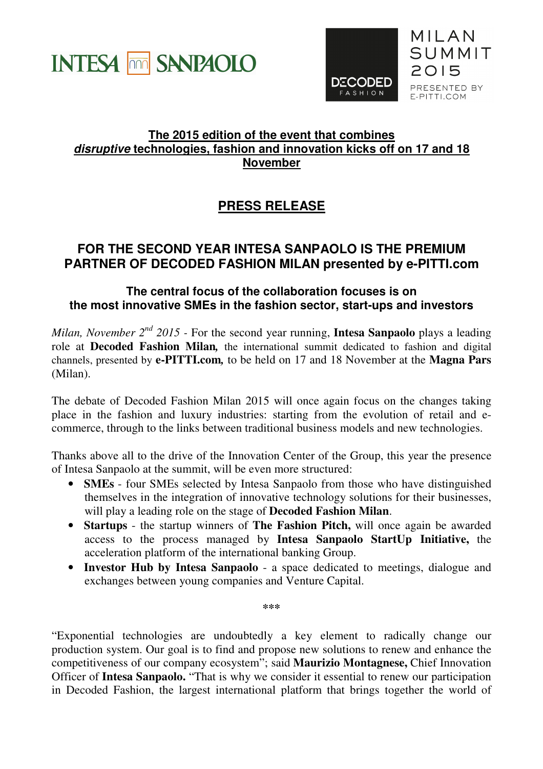INTESA SANPAOLO

DECODED FASHION — MILAN SUMMIT 2015 — PRESENTED BY E-PITTI.COM

**The 2015 edition of the event that combines *disruptive* technologies, fashion and innovation kicks off on 17 and 18 November**

## PRESS RELEASE

## FOR THE SECOND YEAR INTESA SANPAOLO IS THE PREMIUM PARTNER OF DECODED FASHION MILAN presented by e-PITTI.com

### The central focus of the collaboration focuses is on the most innovative SMEs in the fashion sector, start-ups and investors

*Milan, November 2nd 2015* - For the second year running, **Intesa Sanpaolo** plays a leading role at **Decoded Fashion Milan,** the international summit dedicated to fashion and digital channels, presented by **e-PITTI.com,** to be held on 17 and 18 November at the **Magna Pars** (Milan).

The debate of Decoded Fashion Milan 2015 will once again focus on the changes taking place in the fashion and luxury industries: starting from the evolution of retail and e-commerce, through to the links between traditional business models and new technologies.

Thanks above all to the drive of the Innovation Center of the Group, this year the presence of Intesa Sanpaolo at the summit, will be even more structured:

- **SMEs** - four SMEs selected by Intesa Sanpaolo from those who have distinguished themselves in the integration of innovative technology solutions for their businesses, will play a leading role on the stage of **Decoded Fashion Milan**.
- **Startups** - the startup winners of **The Fashion Pitch,** will once again be awarded access to the process managed by **Intesa Sanpaolo StartUp Initiative,** the acceleration platform of the international banking Group.
- **Investor Hub by Intesa Sanpaolo** - a space dedicated to meetings, dialogue and exchanges between young companies and Venture Capital.

\*\*\*

"Exponential technologies are undoubtedly a key element to radically change our production system. Our goal is to find and propose new solutions to renew and enhance the competitiveness of our company ecosystem"; said **Maurizio Montagnese,** Chief Innovation Officer of **Intesa Sanpaolo.** "That is why we consider it essential to renew our participation in Decoded Fashion, the largest international platform that brings together the world of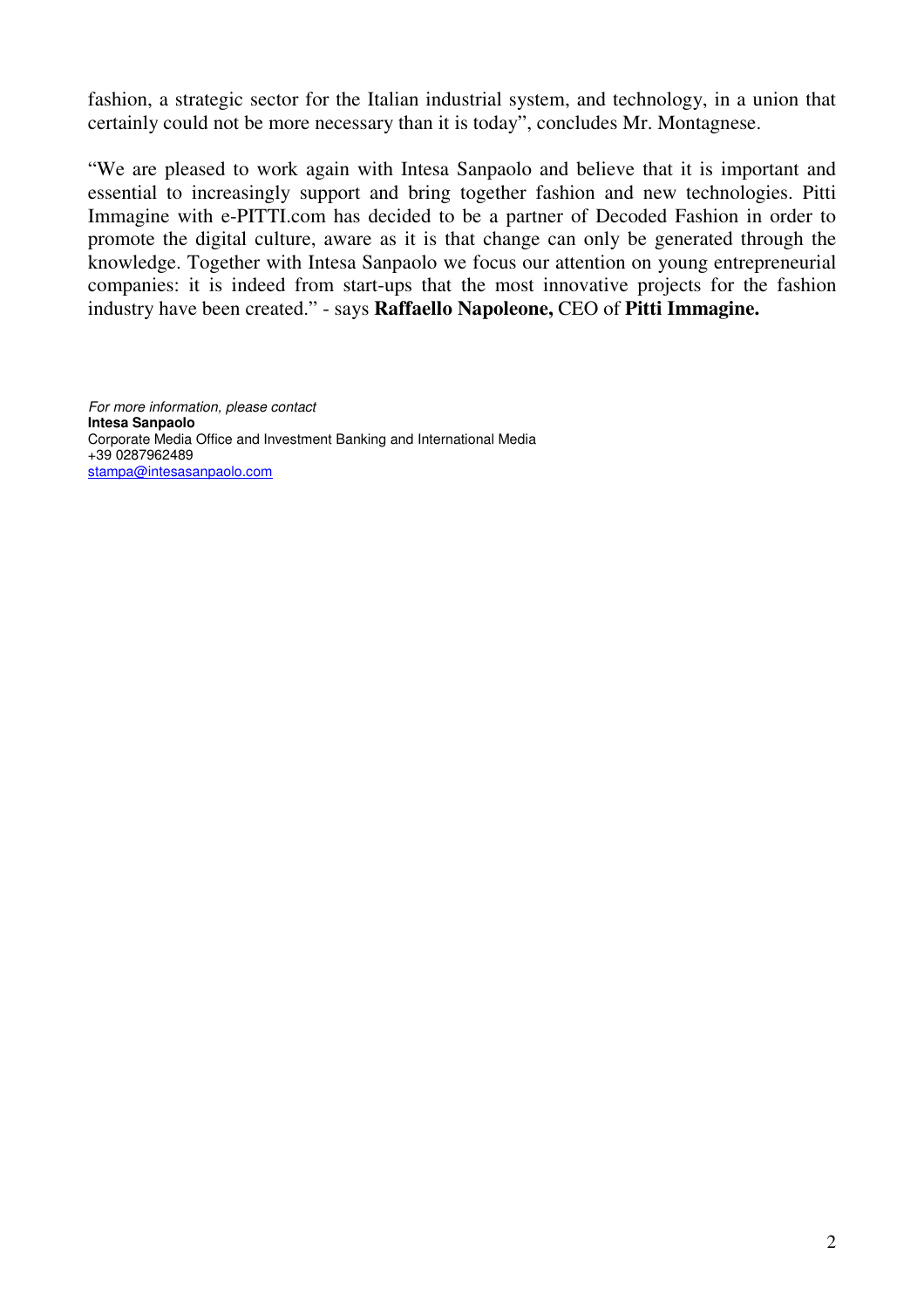fashion, a strategic sector for the Italian industrial system, and technology, in a union that certainly could not be more necessary than it is today", concludes Mr. Montagnese.

"We are pleased to work again with Intesa Sanpaolo and believe that it is important and essential to increasingly support and bring together fashion and new technologies. Pitti Immagine with e-PITTI.com has decided to be a partner of Decoded Fashion in order to promote the digital culture, aware as it is that change can only be generated through the knowledge. Together with Intesa Sanpaolo we focus our attention on young entrepreneurial companies: it is indeed from start-ups that the most innovative projects for the fashion industry have been created." - says **Raffaello Napoleone,** CEO of **Pitti Immagine.**

*For more information, please contact*
**Intesa Sanpaolo**
Corporate Media Office and Investment Banking and International Media
+39 0287962489
stampa@intesasanpaolo.com